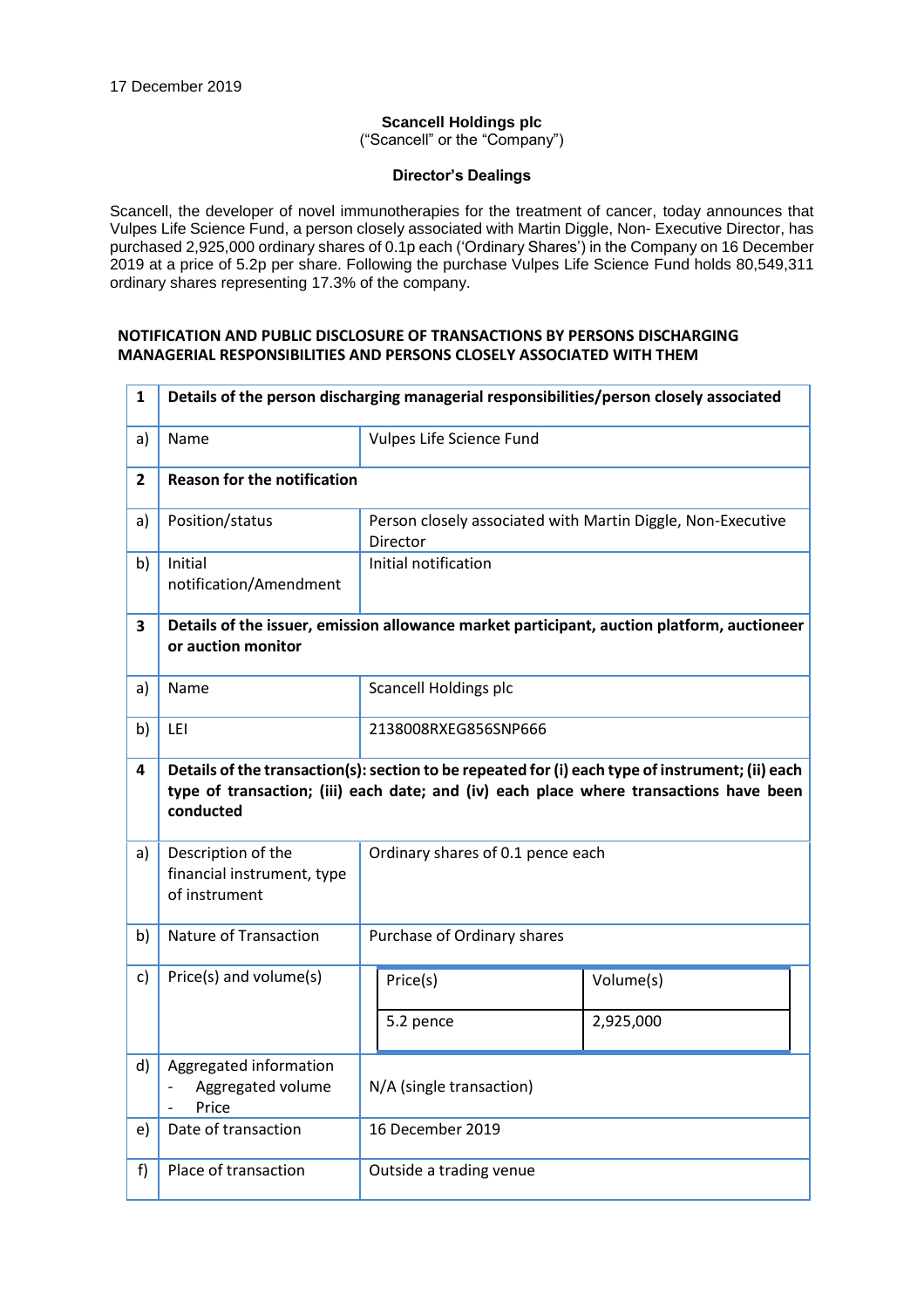17 December 2019

**Scancell Holdings plc**
("Scancell" or the "Company")

**Director's Dealings**

Scancell, the developer of novel immunotherapies for the treatment of cancer, today announces that Vulpes Life Science Fund, a person closely associated with Martin Diggle, Non- Executive Director, has purchased 2,925,000 ordinary shares of 0.1p each ('Ordinary Shares') in the Company on 16 December 2019 at a price of 5.2p per share. Following the purchase Vulpes Life Science Fund holds 80,549,311 ordinary shares representing 17.3% of the company.

**NOTIFICATION AND PUBLIC DISCLOSURE OF TRANSACTIONS BY PERSONS DISCHARGING MANAGERIAL RESPONSIBILITIES AND PERSONS CLOSELY ASSOCIATED WITH THEM**

| | | |
|---|---|---|
| **1** | **Details of the person discharging managerial responsibilities/person closely associated** | |
| a) | Name | Vulpes Life Science Fund |
| **2** | **Reason for the notification** | |
| a) | Position/status | Person closely associated with Martin Diggle, Non-Executive Director |
| b) | Initial notification/Amendment | Initial notification |
| **3** | **Details of the issuer, emission allowance market participant, auction platform, auctioneer or auction monitor** | |
| a) | Name | Scancell Holdings plc |
| b) | LEI | 2138008RXEG856SNP666 |
| **4** | **Details of the transaction(s): section to be repeated for (i) each type of instrument; (ii) each type of transaction; (iii) each date; and (iv) each place where transactions have been conducted** | |
| a) | Description of the financial instrument, type of instrument | Ordinary shares of 0.1 pence each |
| b) | Nature of Transaction | Purchase of Ordinary shares |
| c) | Price(s) and volume(s) | Price(s): 5.2 pence; Volume(s): 2,925,000 |
| d) | Aggregated information<br>- Aggregated volume<br>- Price | N/A (single transaction) |
| e) | Date of transaction | 16 December 2019 |
| f) | Place of transaction | Outside a trading venue |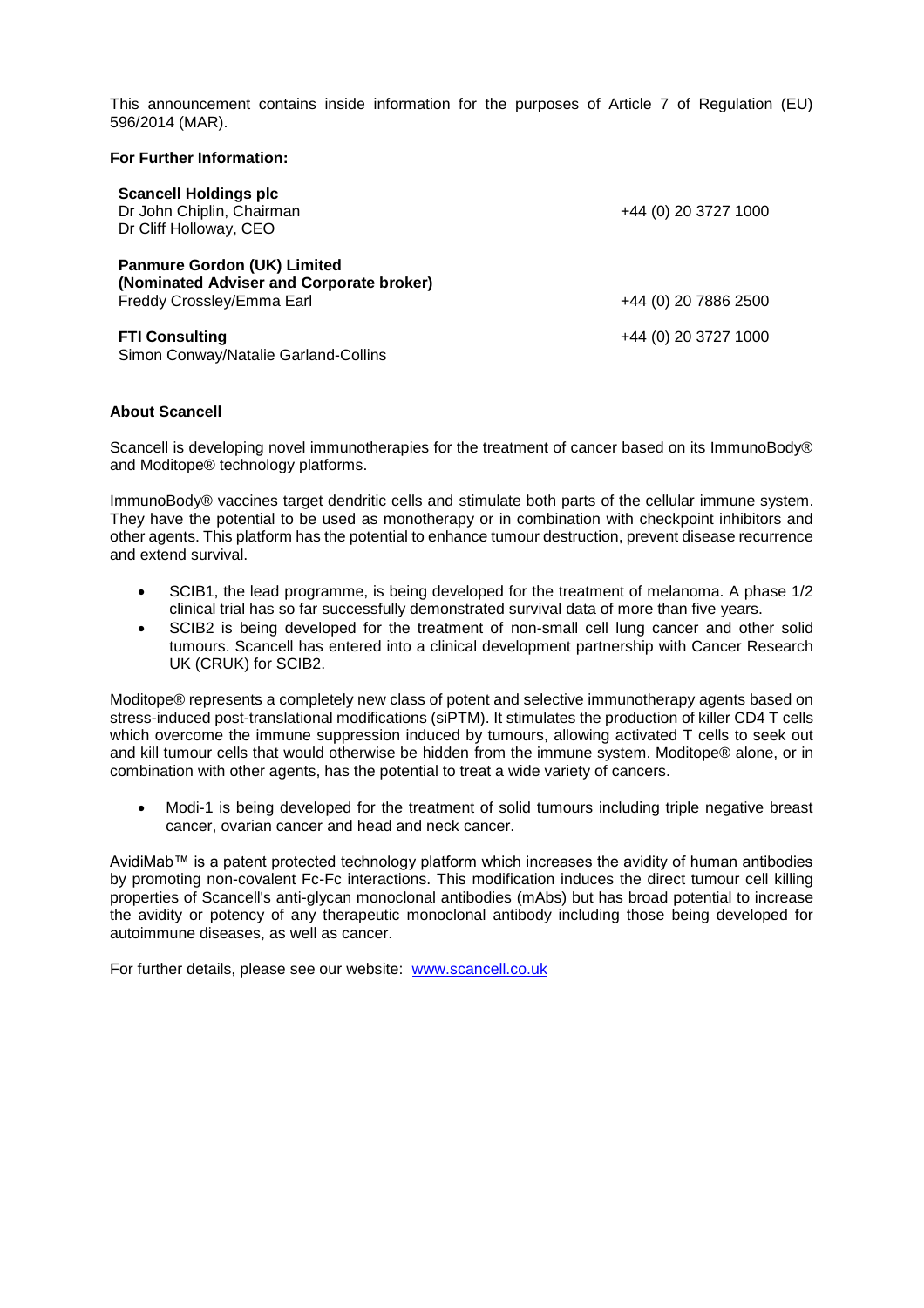This announcement contains inside information for the purposes of Article 7 of Regulation (EU) 596/2014 (MAR).

**For Further Information:**

| | |
|---|---|
| **Scancell Holdings plc**<br>Dr John Chiplin, Chairman<br>Dr Cliff Holloway, CEO | +44 (0) 20 3727 1000 |
| **Panmure Gordon (UK) Limited**<br>**(Nominated Adviser and Corporate broker)**<br>Freddy Crossley/Emma Earl | +44 (0) 20 7886 2500 |
| **FTI Consulting**<br>Simon Conway/Natalie Garland-Collins | +44 (0) 20 3727 1000 |

**About Scancell**

Scancell is developing novel immunotherapies for the treatment of cancer based on its ImmunoBody® and Moditope® technology platforms.

ImmunoBody® vaccines target dendritic cells and stimulate both parts of the cellular immune system. They have the potential to be used as monotherapy or in combination with checkpoint inhibitors and other agents. This platform has the potential to enhance tumour destruction, prevent disease recurrence and extend survival.

- SCIB1, the lead programme, is being developed for the treatment of melanoma. A phase 1/2 clinical trial has so far successfully demonstrated survival data of more than five years.
- SCIB2 is being developed for the treatment of non-small cell lung cancer and other solid tumours. Scancell has entered into a clinical development partnership with Cancer Research UK (CRUK) for SCIB2.

Moditope® represents a completely new class of potent and selective immunotherapy agents based on stress-induced post-translational modifications (siPTM). It stimulates the production of killer CD4 T cells which overcome the immune suppression induced by tumours, allowing activated T cells to seek out and kill tumour cells that would otherwise be hidden from the immune system. Moditope® alone, or in combination with other agents, has the potential to treat a wide variety of cancers.

- Modi-1 is being developed for the treatment of solid tumours including triple negative breast cancer, ovarian cancer and head and neck cancer.

AvidiMab™ is a patent protected technology platform which increases the avidity of human antibodies by promoting non-covalent Fc-Fc interactions. This modification induces the direct tumour cell killing properties of Scancell's anti-glycan monoclonal antibodies (mAbs) but has broad potential to increase the avidity or potency of any therapeutic monoclonal antibody including those being developed for autoimmune diseases, as well as cancer.

For further details, please see our website: [www.scancell.co.uk](www.scancell.co.uk)